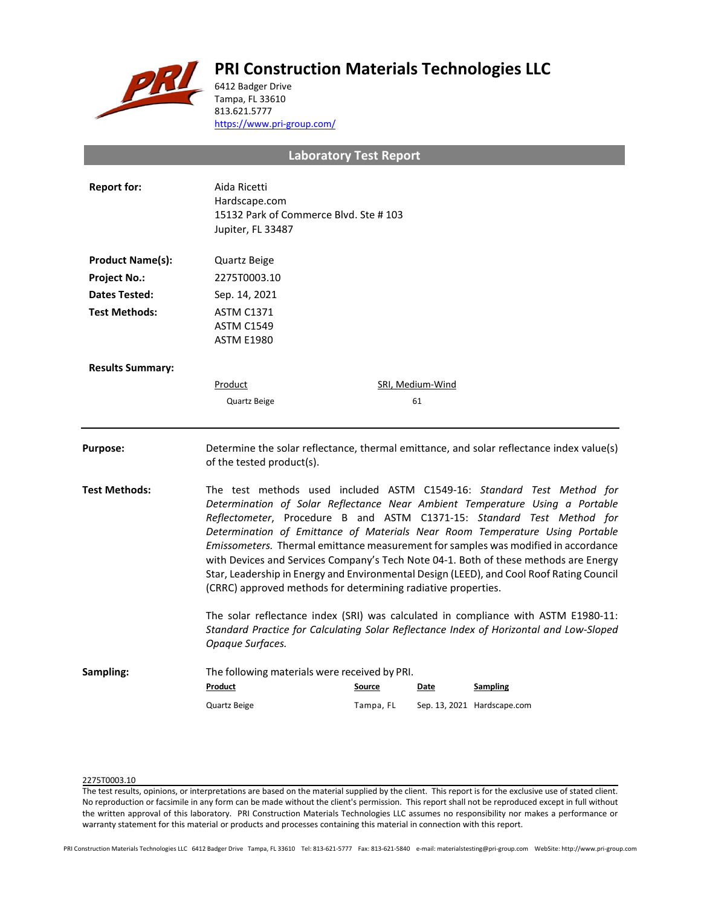# PRI Construction Materials Technologies LLC

6412 Badger Drive
Tampa, FL 33610
813.621.5777
https://www.pri-group.com/

## Laboratory Test Report

**Report for:** Aida Ricetti
Hardscape.com
15132 Park of Commerce Blvd. Ste # 103
Jupiter, FL 33487

**Product Name(s):** Quartz Beige

**Project No.:** 2275T0003.10

**Dates Tested:** Sep. 14, 2021

**Test Methods:** ASTM C1371
ASTM C1549
ASTM E1980

**Results Summary:**

| Product | SRI, Medium-Wind |
|---|---|
| Quartz Beige | 61 |

---

**Purpose:** Determine the solar reflectance, thermal emittance, and solar reflectance index value(s) of the tested product(s).

**Test Methods:** The test methods used included ASTM C1549-16: *Standard Test Method for Determination of Solar Reflectance Near Ambient Temperature Using a Portable Reflectometer*, Procedure B and ASTM C1371-15: *Standard Test Method for Determination of Emittance of Materials Near Room Temperature Using Portable Emissometers.* Thermal emittance measurement for samples was modified in accordance with Devices and Services Company's Tech Note 04-1. Both of these methods are Energy Star, Leadership in Energy and Environmental Design (LEED), and Cool Roof Rating Council (CRRC) approved methods for determining radiative properties.

The solar reflectance index (SRI) was calculated in compliance with ASTM E1980-11: *Standard Practice for Calculating Solar Reflectance Index of Horizontal and Low-Sloped Opaque Surfaces.*

**Sampling:** The following materials were received by PRI.

| Product | Source | Date | Sampling |
|---|---|---|---|
| Quartz Beige | Tampa, FL | Sep. 13, 2021 | Hardscape.com |

2275T0003.10

The test results, opinions, or interpretations are based on the material supplied by the client. This report is for the exclusive use of stated client. No reproduction or facsimile in any form can be made without the client's permission. This report shall not be reproduced except in full without the written approval of this laboratory. PRI Construction Materials Technologies LLC assumes no responsibility nor makes a performance or warranty statement for this material or products and processes containing this material in connection with this report.

PRI Construction Materials Technologies LLC 6412 Badger Drive Tampa, FL 33610 Tel: 813-621-5777 Fax: 813-621-5840 e-mail: materialstesting@pri-group.com WebSite: http://www.pri-group.com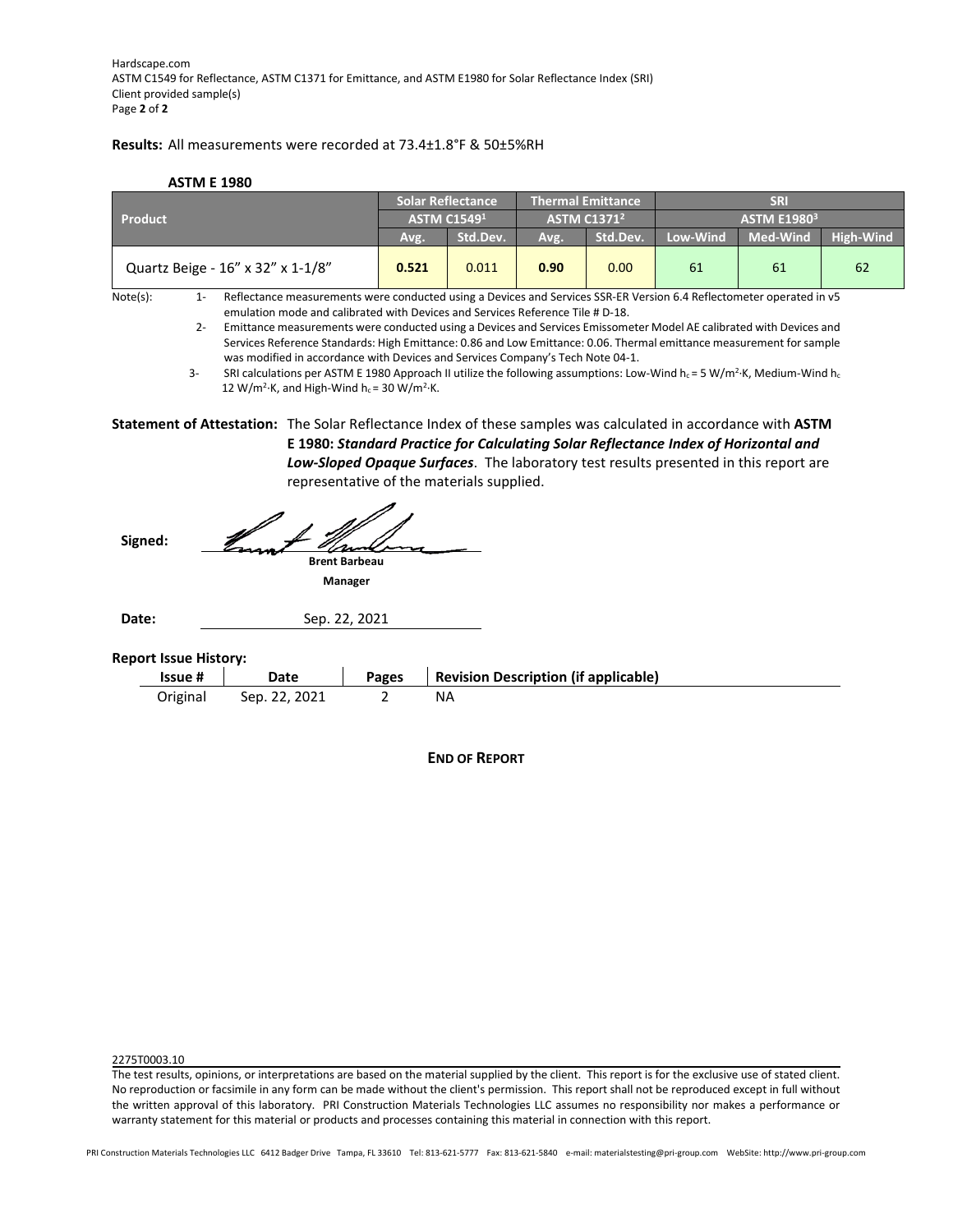**Results:** All measurements were recorded at 73.4±1.8°F & 50±5%RH

**ASTM E 1980**

| Product | Solar Reflectance ASTM C1549[1] | | Thermal Emittance ASTM C1371[2] | | SRI ASTM E1980[3] | | |
|---|---|---|---|---|---|---|---|
| | Avg. | Std.Dev. | Avg. | Std.Dev. | Low-Wind | Med-Wind | High-Wind |
| Quartz Beige - 16" x 32" x 1-1/8" | **0.521** | 0.011 | **0.90** | 0.00 | 61 | 61 | 62 |

Note(s):

1- Reflectance measurements were conducted using a Devices and Services SSR-ER Version 6.4 Reflectometer operated in v5 emulation mode and calibrated with Devices and Services Reference Tile # D-18.

2- Emittance measurements were conducted using a Devices and Services Emissometer Model AE calibrated with Devices and Services Reference Standards: High Emittance: 0.86 and Low Emittance: 0.06. Thermal emittance measurement for sample was modified in accordance with Devices and Services Company's Tech Note 04-1.

3- SRI calculations per ASTM E 1980 Approach II utilize the following assumptions: Low-Wind $h_c = 5\ W/m^2 \cdot K$, Medium-Wind $h_c$ $12\ W/m^2 \cdot K$, and High-Wind $h_c = 30\ W/m^2 \cdot K$.

**Statement of Attestation:** The Solar Reflectance Index of these samples was calculated in accordance with **ASTM E 1980:** ***Standard Practice for Calculating Solar Reflectance Index of Horizontal and Low-Sloped Opaque Surfaces***. The laboratory test results presented in this report are representative of the materials supplied.

**Signed:**

**Brent Barbeau**
**Manager**

**Date:** Sep. 22, 2021

**Report Issue History:**

| Issue # | Date | Pages | Revision Description (if applicable) |
|---|---|---|---|
| Original | Sep. 22, 2021 | 2 | NA |

**END OF REPORT**

2275T0003.10

The test results, opinions, or interpretations are based on the material supplied by the client. This report is for the exclusive use of stated client. No reproduction or facsimile in any form can be made without the client's permission. This report shall not be reproduced except in full without the written approval of this laboratory. PRI Construction Materials Technologies LLC assumes no responsibility nor makes a performance or warranty statement for this material or products and processes containing this material in connection with this report.